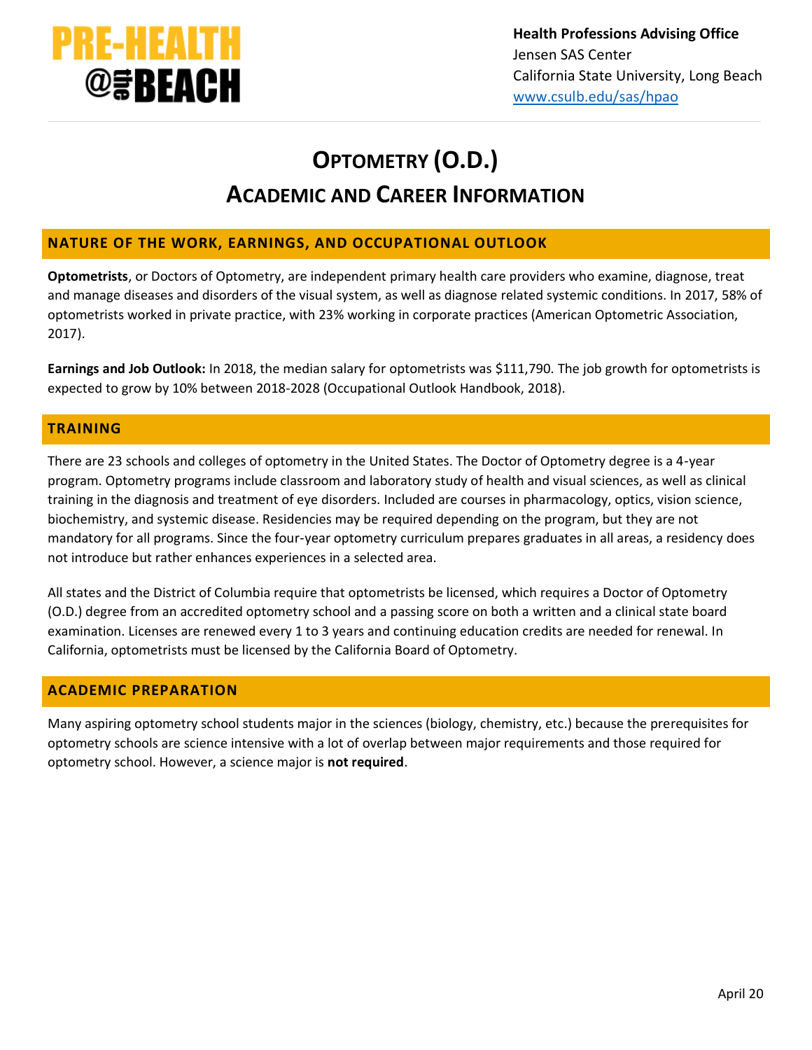**PRE-HEALTH @the BEACH**

**Health Professions Advising Office**
Jensen SAS Center
California State University, Long Beach
www.csulb.edu/sas/hpao

# OPTOMETRY (O.D.)
# ACADEMIC AND CAREER INFORMATION

## NATURE OF THE WORK, EARNINGS, AND OCCUPATIONAL OUTLOOK

**Optometrists**, or Doctors of Optometry, are independent primary health care providers who examine, diagnose, treat and manage diseases and disorders of the visual system, as well as diagnose related systemic conditions. In 2017, 58% of optometrists worked in private practice, with 23% working in corporate practices (American Optometric Association, 2017).

**Earnings and Job Outlook:** In 2018, the median salary for optometrists was $111,790. The job growth for optometrists is expected to grow by 10% between 2018-2028 (Occupational Outlook Handbook, 2018).

## TRAINING

There are 23 schools and colleges of optometry in the United States. The Doctor of Optometry degree is a 4-year program. Optometry programs include classroom and laboratory study of health and visual sciences, as well as clinical training in the diagnosis and treatment of eye disorders. Included are courses in pharmacology, optics, vision science, biochemistry, and systemic disease. Residencies may be required depending on the program, but they are not mandatory for all programs. Since the four-year optometry curriculum prepares graduates in all areas, a residency does not introduce but rather enhances experiences in a selected area.

All states and the District of Columbia require that optometrists be licensed, which requires a Doctor of Optometry (O.D.) degree from an accredited optometry school and a passing score on both a written and a clinical state board examination. Licenses are renewed every 1 to 3 years and continuing education credits are needed for renewal. In California, optometrists must be licensed by the California Board of Optometry.

## ACADEMIC PREPARATION

Many aspiring optometry school students major in the sciences (biology, chemistry, etc.) because the prerequisites for optometry schools are science intensive with a lot of overlap between major requirements and those required for optometry school. However, a science major is **not required**.

April 20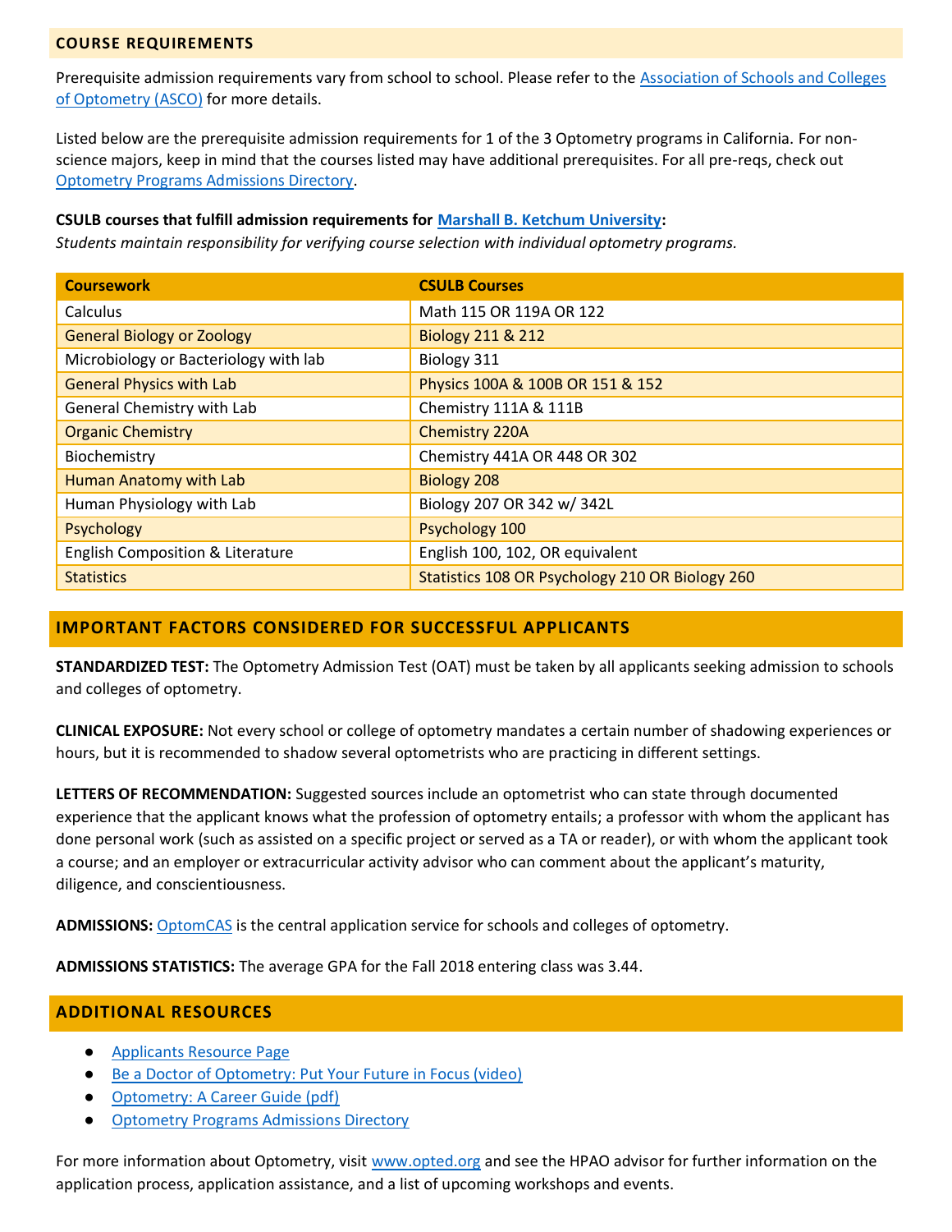## COURSE REQUIREMENTS

Prerequisite admission requirements vary from school to school. Please refer to the [Association of Schools and Colleges of Optometry (ASCO)]() for more details.

Listed below are the prerequisite admission requirements for 1 of the 3 Optometry programs in California. For non-science majors, keep in mind that the courses listed may have additional prerequisites. For all pre-reqs, check out [Optometry Programs Admissions Directory]().

**CSULB courses that fulfill admission requirements for [Marshall B. Ketchum University]():**
*Students maintain responsibility for verifying course selection with individual optometry programs.*

| Coursework | CSULB Courses |
|---|---|
| Calculus | Math 115 OR 119A OR 122 |
| General Biology or Zoology | Biology 211 & 212 |
| Microbiology or Bacteriology with lab | Biology 311 |
| General Physics with Lab | Physics 100A & 100B OR 151 & 152 |
| General Chemistry with Lab | Chemistry 111A & 111B |
| Organic Chemistry | Chemistry 220A |
| Biochemistry | Chemistry 441A OR 448 OR 302 |
| Human Anatomy with Lab | Biology 208 |
| Human Physiology with Lab | Biology 207 OR 342 w/ 342L |
| Psychology | Psychology 100 |
| English Composition & Literature | English 100, 102, OR equivalent |
| Statistics | Statistics 108 OR Psychology 210 OR Biology 260 |

## IMPORTANT FACTORS CONSIDERED FOR SUCCESSFUL APPLICANTS

**STANDARDIZED TEST:** The Optometry Admission Test (OAT) must be taken by all applicants seeking admission to schools and colleges of optometry.

**CLINICAL EXPOSURE:** Not every school or college of optometry mandates a certain number of shadowing experiences or hours, but it is recommended to shadow several optometrists who are practicing in different settings.

**LETTERS OF RECOMMENDATION:** Suggested sources include an optometrist who can state through documented experience that the applicant knows what the profession of optometry entails; a professor with whom the applicant has done personal work (such as assisted on a specific project or served as a TA or reader), or with whom the applicant took a course; and an employer or extracurricular activity advisor who can comment about the applicant's maturity, diligence, and conscientiousness.

**ADMISSIONS:** [OptomCAS]() is the central application service for schools and colleges of optometry.

**ADMISSIONS STATISTICS:** The average GPA for the Fall 2018 entering class was 3.44.

## ADDITIONAL RESOURCES

- [Applicants Resource Page]()
- [Be a Doctor of Optometry: Put Your Future in Focus (video)]()
- [Optometry: A Career Guide (pdf)]()
- [Optometry Programs Admissions Directory]()

For more information about Optometry, visit [www.opted.org]() and see the HPAO advisor for further information on the application process, application assistance, and a list of upcoming workshops and events.